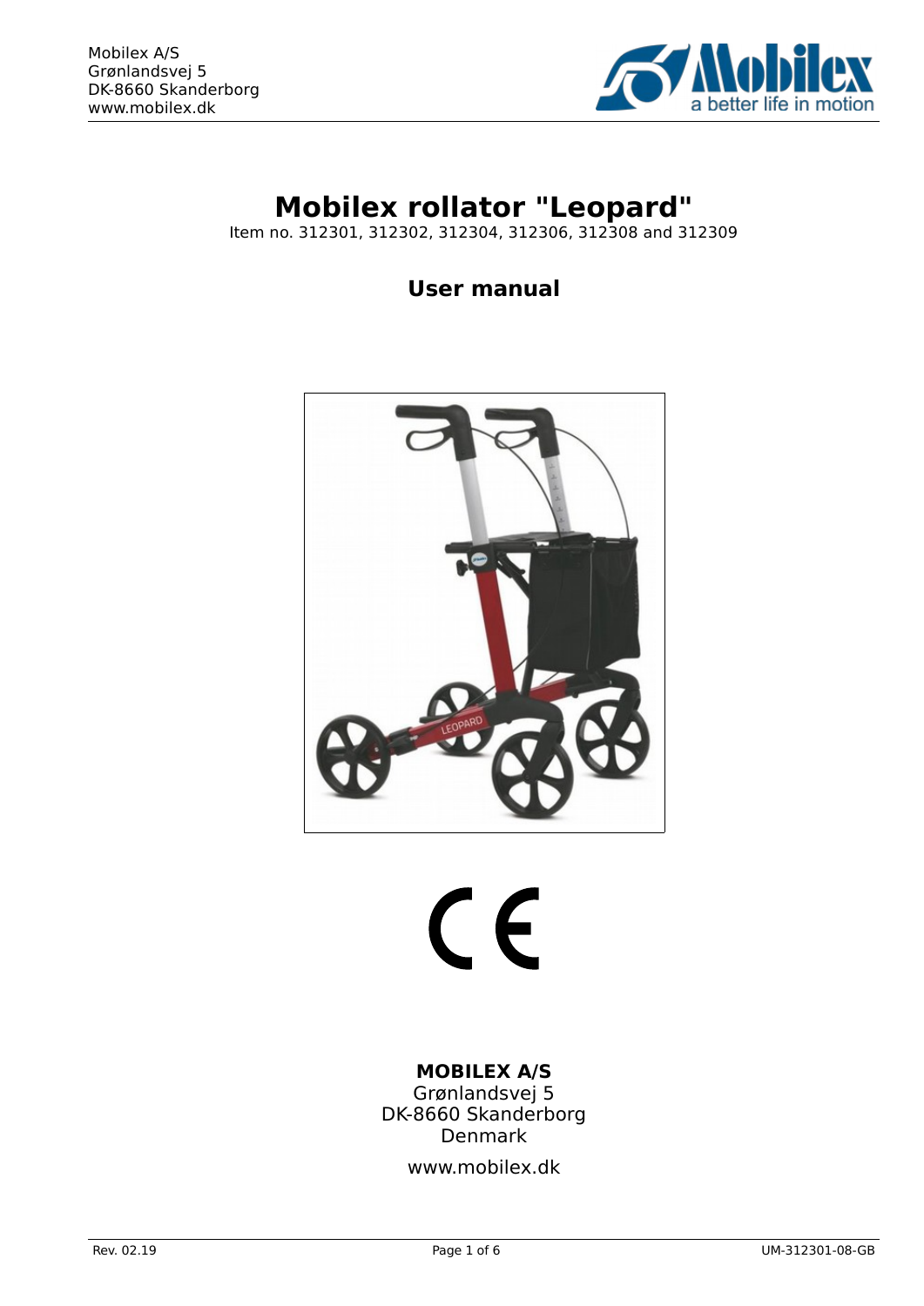Mobilex A/S
Grønlandsvej 5
DK-8660 Skanderborg
www.mobilex.dk

# Mobilex rollator "Leopard"

Item no. 312301, 312302, 312304, 312306, 312308 and 312309

## User manual

**MOBILEX A/S**
Grønlandsvej 5
DK-8660 Skanderborg
Denmark

www.mobilex.dk

Rev. 02.19

UM-312301-08-GB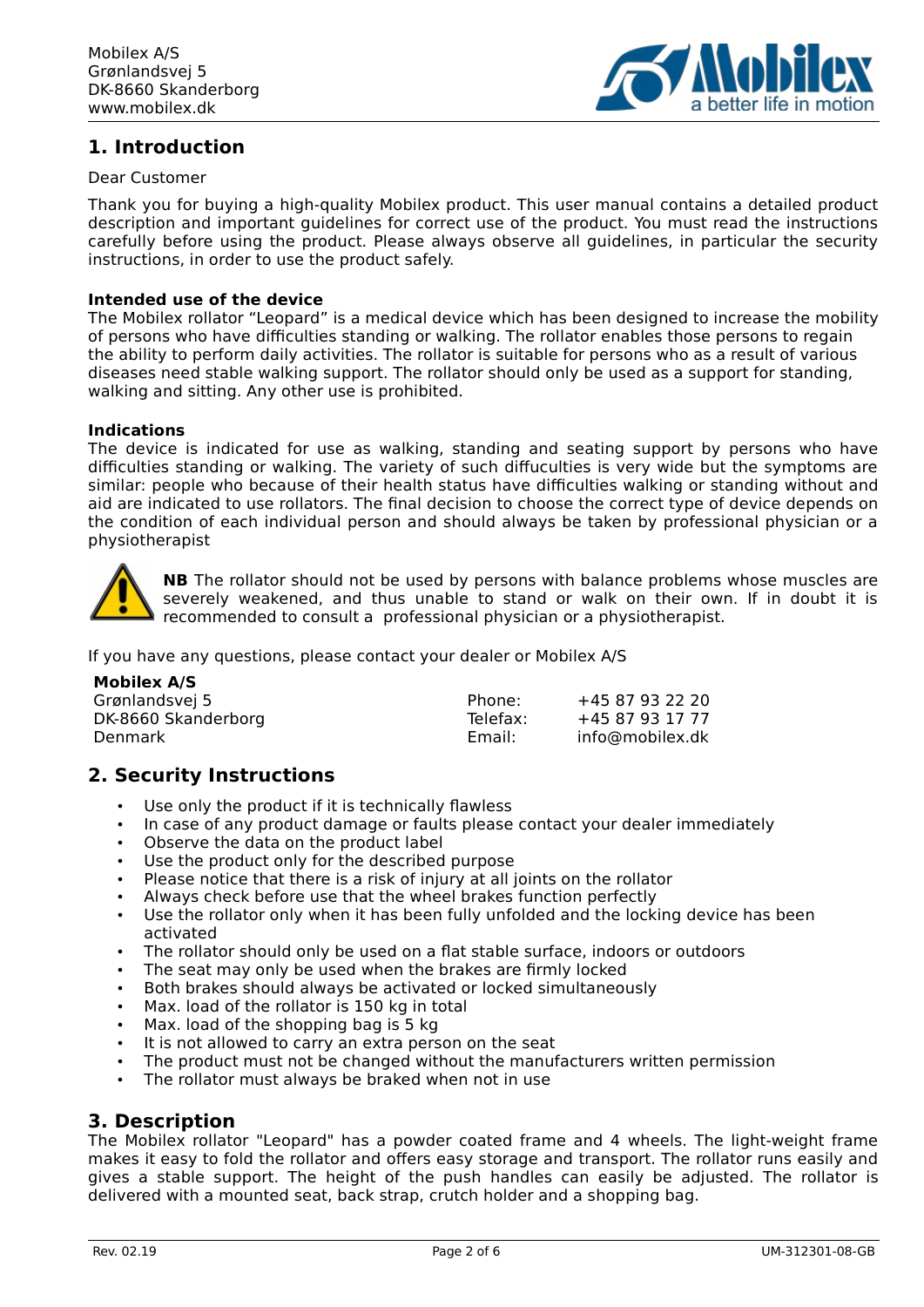## 1. Introduction

Dear Customer

Thank you for buying a high-quality Mobilex product. This user manual contains a detailed product description and important guidelines for correct use of the product. You must read the instructions carefully before using the product. Please always observe all guidelines, in particular the security instructions, in order to use the product safely.

**Intended use of the device**
The Mobilex rollator “Leopard” is a medical device which has been designed to increase the mobility of persons who have difficulties standing or walking. The rollator enables those persons to regain the ability to perform daily activities. The rollator is suitable for persons who as a result of various diseases need stable walking support. The rollator should only be used as a support for standing, walking and sitting. Any other use is prohibited.

**Indications**
The device is indicated for use as walking, standing and seating support by persons who have difficulties standing or walking. The variety of such diffuculties is very wide but the symptoms are similar: people who because of their health status have difficulties walking or standing without and aid are indicated to use rollators. The final decision to choose the correct type of device depends on the condition of each individual person and should always be taken by professional physician or a physiotherapist

**NB** The rollator should not be used by persons with balance problems whose muscles are severely weakened, and thus unable to stand or walk on their own. If in doubt it is recommended to consult a professional physician or a physiotherapist.

If you have any questions, please contact your dealer or Mobilex A/S

**Mobilex A/S**
Grønlandsvej 5
DK-8660 Skanderborg
Denmark

Phone: +45 87 93 22 20
Telefax: +45 87 93 17 77
Email: info@mobilex.dk

## 2. Security Instructions

- Use only the product if it is technically flawless
- In case of any product damage or faults please contact your dealer immediately
- Observe the data on the product label
- Use the product only for the described purpose
- Please notice that there is a risk of injury at all joints on the rollator
- Always check before use that the wheel brakes function perfectly
- Use the rollator only when it has been fully unfolded and the locking device has been activated
- The rollator should only be used on a flat stable surface, indoors or outdoors
- The seat may only be used when the brakes are firmly locked
- Both brakes should always be activated or locked simultaneously
- Max. load of the rollator is 150 kg in total
- Max. load of the shopping bag is 5 kg
- It is not allowed to carry an extra person on the seat
- The product must not be changed without the manufacturers written permission
- The rollator must always be braked when not in use

## 3. Description

The Mobilex rollator "Leopard" has a powder coated frame and 4 wheels. The light-weight frame makes it easy to fold the rollator and offers easy storage and transport. The rollator runs easily and gives a stable support. The height of the push handles can easily be adjusted. The rollator is delivered with a mounted seat, back strap, crutch holder and a shopping bag.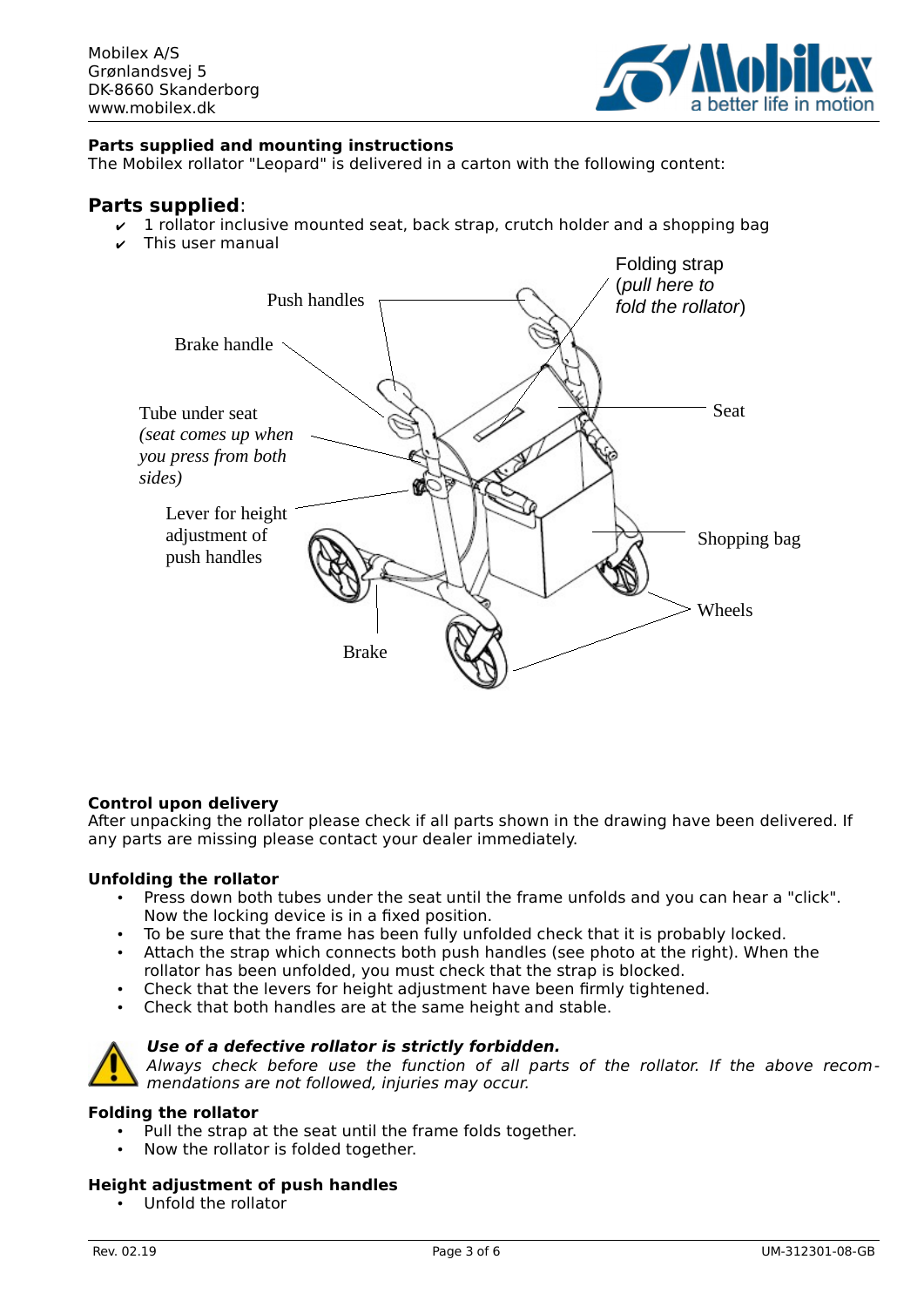Mobilex A/S
Grønlandsvej 5
DK-8660 Skanderborg
www.mobilex.dk

**Parts supplied and mounting instructions**
The Mobilex rollator "Leopard" is delivered in a carton with the following content:

## Parts supplied:

- ✔ 1 rollator inclusive mounted seat, back strap, crutch holder and a shopping bag
- ✔ This user manual

Push handles
Folding strap (*pull here to fold the rollator*)
Brake handle
Seat
Tube under seat *(seat comes up when you press from both sides)*
Lever for height adjustment of push handles
Shopping bag
Wheels
Brake

**Control upon delivery**
After unpacking the rollator please check if all parts shown in the drawing have been delivered. If any parts are missing please contact your dealer immediately.

**Unfolding the rollator**

- Press down both tubes under the seat until the frame unfolds and you can hear a "click". Now the locking device is in a fixed position.
- To be sure that the frame has been fully unfolded check that it is probably locked.
- Attach the strap which connects both push handles (see photo at the right). When the rollator has been unfolded, you must check that the strap is blocked.
- Check that the levers for height adjustment have been firmly tightened.
- Check that both handles are at the same height and stable.

***Use of a defective rollator is strictly forbidden.***
*Always check before use the function of all parts of the rollator. If the above recommendations are not followed, injuries may occur.*

**Folding the rollator**

- Pull the strap at the seat until the frame folds together.
- Now the rollator is folded together.

**Height adjustment of push handles**

- Unfold the rollator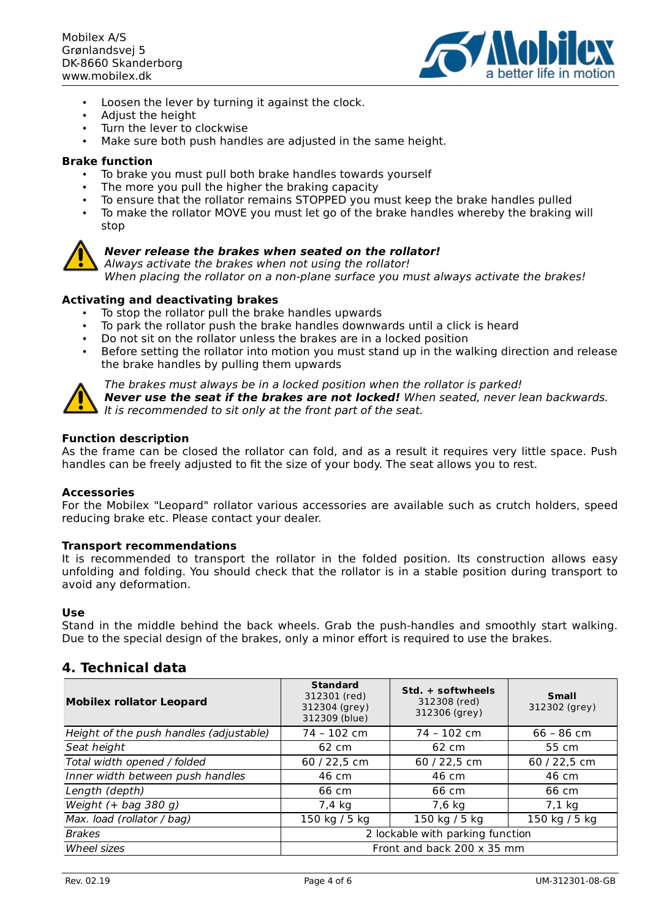- Loosen the lever by turning it against the clock.
- Adjust the height
- Turn the lever to clockwise
- Make sure both push handles are adjusted in the same height.

**Brake function**

- To brake you must pull both brake handles towards yourself
- The more you pull the higher the braking capacity
- To ensure that the rollator remains STOPPED you must keep the brake handles pulled
- To make the rollator MOVE you must let go of the brake handles whereby the braking will stop

***Never release the brakes when seated on the rollator!***
*Always activate the brakes when not using the rollator!*
*When placing the rollator on a non-plane surface you must always activate the brakes!*

**Activating and deactivating brakes**

- To stop the rollator pull the brake handles upwards
- To park the rollator push the brake handles downwards until a click is heard
- Do not sit on the rollator unless the brakes are in a locked position
- Before setting the rollator into motion you must stand up in the walking direction and release the brake handles by pulling them upwards

*The brakes must always be in a locked position when the rollator is parked!*
***Never use the seat if the brakes are not locked!*** *When seated, never lean backwards.*
*It is recommended to sit only at the front part of the seat.*

**Function description**

As the frame can be closed the rollator can fold, and as a result it requires very little space. Push handles can be freely adjusted to fit the size of your body. The seat allows you to rest.

**Accessories**

For the Mobilex "Leopard" rollator various accessories are available such as crutch holders, speed reducing brake etc. Please contact your dealer.

**Transport recommendations**

It is recommended to transport the rollator in the folded position. Its construction allows easy unfolding and folding. You should check that the rollator is in a stable position during transport to avoid any deformation.

**Use**

Stand in the middle behind the back wheels. Grab the push-handles and smoothly start walking. Due to the special design of the brakes, only a minor effort is required to use the brakes.

## 4. Technical data

| **Mobilex rollator Leopard** | **Standard** 312301 (red) 312304 (grey) 312309 (blue) | **Std. + softwheels** 312308 (red) 312306 (grey) | **Small** 312302 (grey) |
|---|---|---|---|
| *Height of the push handles (adjustable)* | 74 – 102 cm | 74 – 102 cm | 66 – 86 cm |
| *Seat height* | 62 cm | 62 cm | 55 cm |
| *Total width opened / folded* | 60 / 22,5 cm | 60 / 22,5 cm | 60 / 22,5 cm |
| *Inner width between push handles* | 46 cm | 46 cm | 46 cm |
| *Length (depth)* | 66 cm | 66 cm | 66 cm |
| *Weight (+ bag 380 g)* | 7,4 kg | 7,6 kg | 7,1 kg |
| *Max. load (rollator / bag)* | 150 kg / 5 kg | 150 kg / 5 kg | 150 kg / 5 kg |
| *Brakes* | 2 lockable with parking function | | |
| *Wheel sizes* | Front and back 200 x 35 mm | | |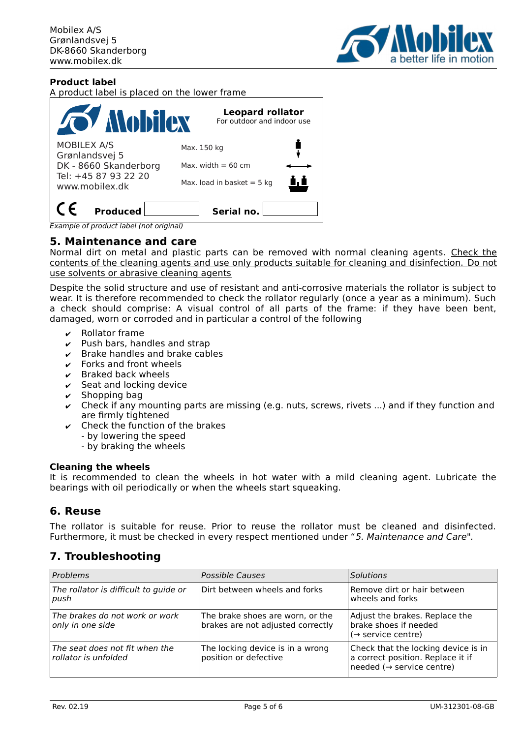Mobilex A/S
Grønlandsvej 5
DK-8660 Skanderborg
www.mobilex.dk

**Product label**
A product label is placed on the lower frame

| **Mobilex** | **Leopard rollator** For outdoor and indoor use | |
|---|---|---|
| MOBILEX A/S Grønlandsvej 5 DK - 8660 Skanderborg Tel: +45 87 93 22 20 www.mobilex.dk | Max. 150 kg | |
| | Max. width = 60 cm | |
| | Max. load in basket = 5 kg | |
| CE **Produced** | **Serial no.** | |

*Example of product label (not original)*

## 5. Maintenance and care

Normal dirt on metal and plastic parts can be removed with normal cleaning agents. Check the contents of the cleaning agents and use only products suitable for cleaning and disinfection. Do not use solvents or abrasive cleaning agents

Despite the solid structure and use of resistant and anti-corrosive materials the rollator is subject to wear. It is therefore recommended to check the rollator regularly (once a year as a minimum). Such a check should comprise: A visual control of all parts of the frame: if they have been bent, damaged, worn or corroded and in particular a control of the following

- ✔ Rollator frame
- ✔ Push bars, handles and strap
- ✔ Brake handles and brake cables
- ✔ Forks and front wheels
- ✔ Braked back wheels
- ✔ Seat and locking device
- ✔ Shopping bag
- ✔ Check if any mounting parts are missing (e.g. nuts, screws, rivets ...) and if they function and are firmly tightened
- ✔ Check the function of the brakes
  - by lowering the speed
  - by braking the wheels

**Cleaning the wheels**
It is recommended to clean the wheels in hot water with a mild cleaning agent. Lubricate the bearings with oil periodically or when the wheels start squeaking.

## 6. Reuse

The rollator is suitable for reuse. Prior to reuse the rollator must be cleaned and disinfected. Furthermore, it must be checked in every respect mentioned under "*5. Maintenance and Care*".

## 7. Troubleshooting

| *Problems* | *Possible Causes* | *Solutions* |
|---|---|---|
| *The rollator is difficult to guide or push* | Dirt between wheels and forks | Remove dirt or hair between wheels and forks |
| *The brakes do not work or work only in one side* | The brake shoes are worn, or the brakes are not adjusted correctly | Adjust the brakes. Replace the brake shoes if needed (→ service centre) |
| *The seat does not fit when the rollator is unfolded* | The locking device is in a wrong position or defective | Check that the locking device is in a correct position. Replace it if needed (→ service centre) |

Rev. 02.19 UM-312301-08-GB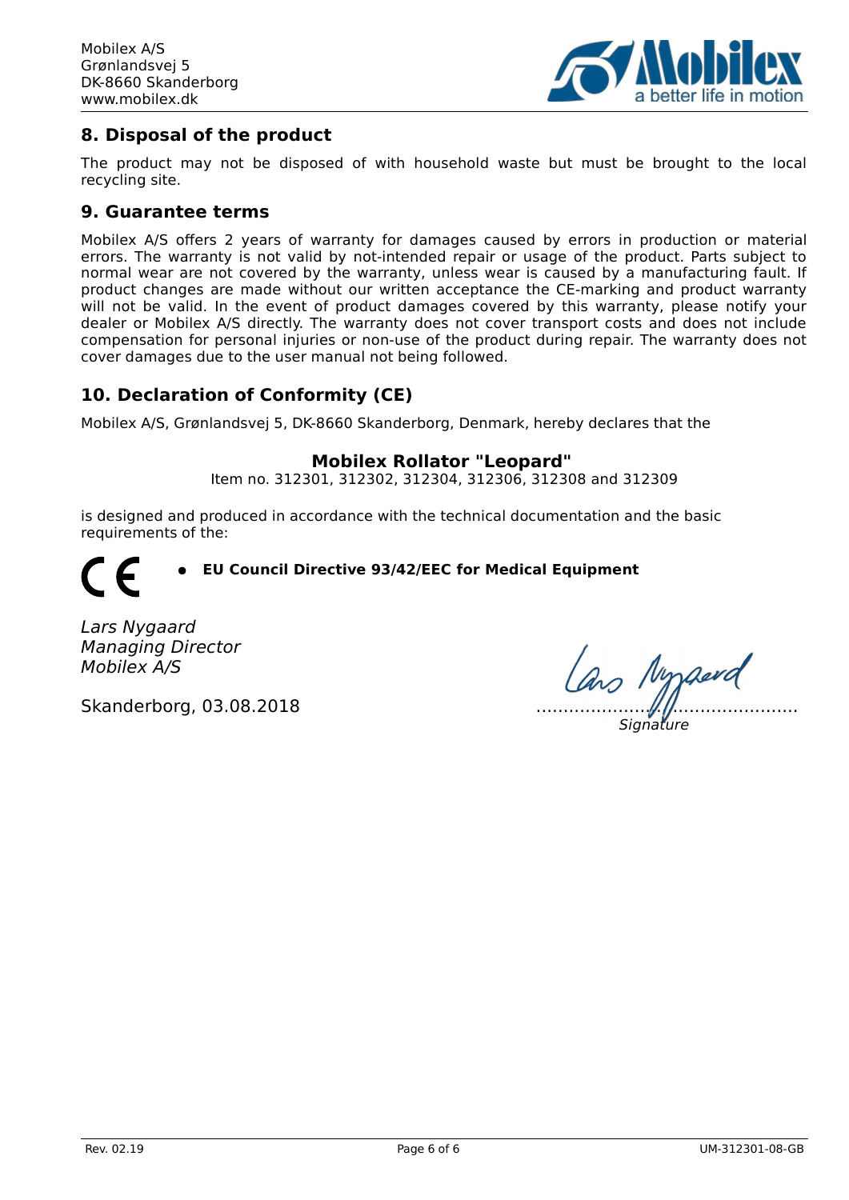Mobilex A/S
Grønlandsvej 5
DK-8660 Skanderborg
www.mobilex.dk

## 8. Disposal of the product

The product may not be disposed of with household waste but must be brought to the local recycling site.

## 9. Guarantee terms

Mobilex A/S offers 2 years of warranty for damages caused by errors in production or material errors. The warranty is not valid by not-intended repair or usage of the product. Parts subject to normal wear are not covered by the warranty, unless wear is caused by a manufacturing fault. If product changes are made without our written acceptance the CE-marking and product warranty will not be valid. In the event of product damages covered by this warranty, please notify your dealer or Mobilex A/S directly. The warranty does not cover transport costs and does not include compensation for personal injuries or non-use of the product during repair. The warranty does not cover damages due to the user manual not being followed.

## 10. Declaration of Conformity (CE)

Mobilex A/S, Grønlandsvej 5, DK-8660 Skanderborg, Denmark, hereby declares that the

**Mobilex Rollator "Leopard"**

Item no. 312301, 312302, 312304, 312306, 312308 and 312309

is designed and produced in accordance with the technical documentation and the basic requirements of the:

CE

- **EU Council Directive 93/42/EEC for Medical Equipment**

*Lars Nygaard*
*Managing Director*
*Mobilex A/S*

Skanderborg, 03.08.2018

..............................................
*Signature*